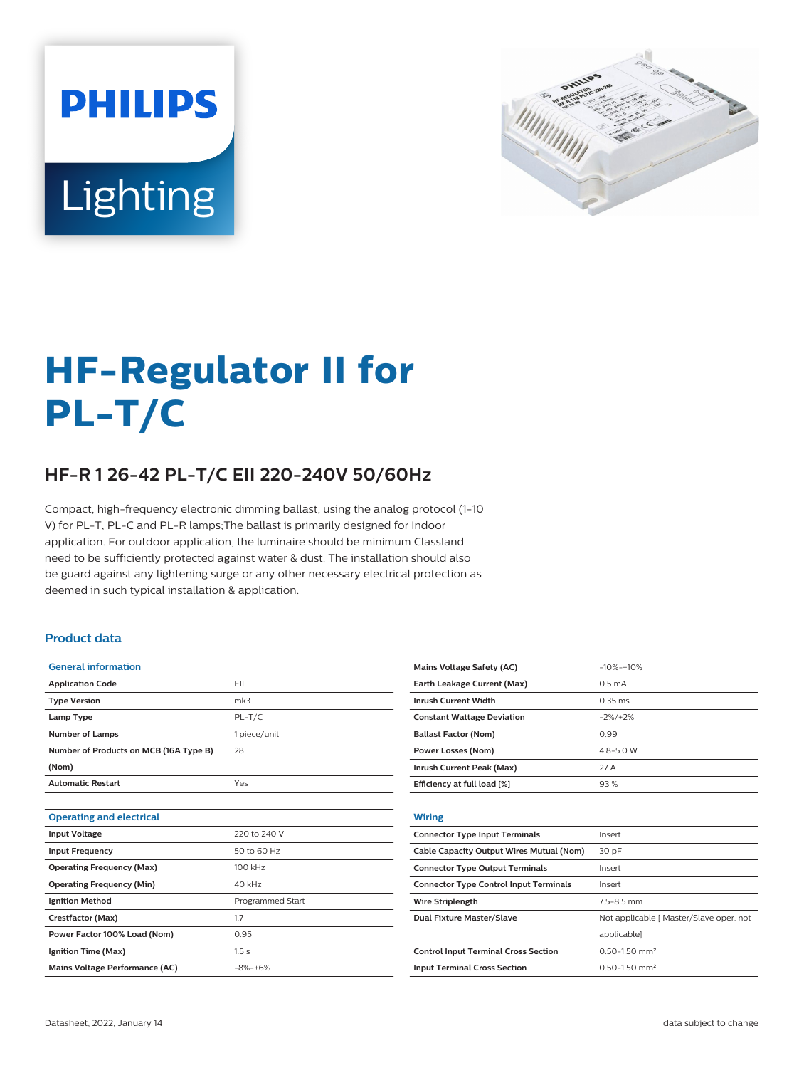PHILIPS

Lighting

# HF-Regulator II for PL-T/C

## HF-R 1 26-42 PL-T/C EII 220-240V 50/60Hz

Compact, high-frequency electronic dimming ballast, using the analog protocol (1-10 V) for PL-T, PL-C and PL-R lamps;The ballast is primarily designed for Indoor application. For outdoor application, the luminaire should be minimum ClassIand need to be sufficiently protected against water & dust. The installation should also be guard against any lightening surge or any other necessary electrical protection as deemed in such typical installation & application.

### Product data

| General information | |
|---|---|
| Application Code | EII |
| Type Version | mk3 |
| Lamp Type | PL-T/C |
| Number of Lamps | 1 piece/unit |
| Number of Products on MCB (16A Type B) (Nom) | 28 |
| Automatic Restart | Yes |

| Operating and electrical | |
|---|---|
| Input Voltage | 220 to 240 V |
| Input Frequency | 50 to 60 Hz |
| Operating Frequency (Max) | 100 kHz |
| Operating Frequency (Min) | 40 kHz |
| Ignition Method | Programmed Start |
| Crestfactor (Max) | 1.7 |
| Power Factor 100% Load (Nom) | 0.95 |
| Ignition Time (Max) | 1.5 s |
| Mains Voltage Performance (AC) | -8%-+6% |
| Mains Voltage Safety (AC) | -10%-+10% |
| Earth Leakage Current (Max) | 0.5 mA |
| Inrush Current Width | 0.35 ms |
| Constant Wattage Deviation | -2%/+2% |
| Ballast Factor (Nom) | 0.99 |
| Power Losses (Nom) | 4.8-5.0 W |
| Inrush Current Peak (Max) | 27 A |
| Efficiency at full load [%] | 93 % |

| Wiring | |
|---|---|
| Connector Type Input Terminals | Insert |
| Cable Capacity Output Wires Mutual (Nom) | 30 pF |
| Connector Type Output Terminals | Insert |
| Connector Type Control Input Terminals | Insert |
| Wire Striplength | 7.5-8.5 mm |
| Dual Fixture Master/Slave | Not applicable [ Master/Slave oper. not applicable] |
| Control Input Terminal Cross Section | 0.50-1.50 mm² |
| Input Terminal Cross Section | 0.50-1.50 mm² |

Datasheet, 2022, January 14 data subject to change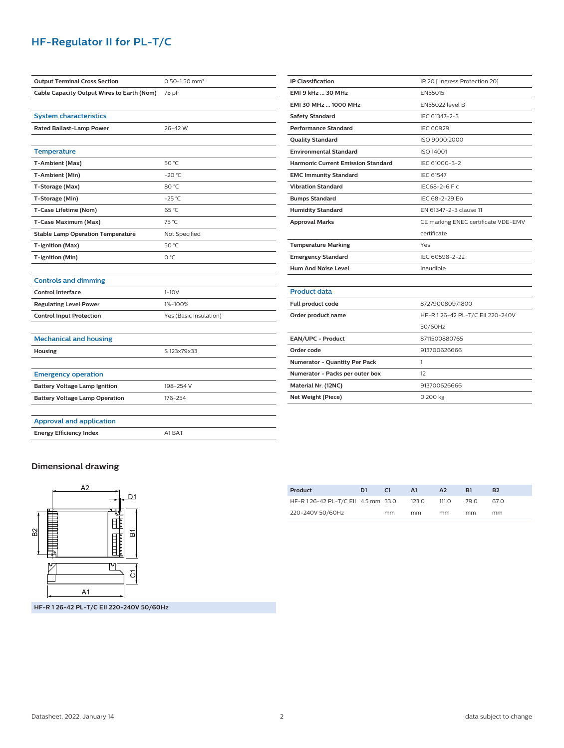# HF-Regulator II for PL-T/C

| | |
|---|---|
| Output Terminal Cross Section | 0.50-1.50 mm² |
| Cable Capacity Output Wires to Earth (Nom) | 75 pF |

## System characteristics

| | |
|---|---|
| Rated Ballast-Lamp Power | 26-42 W |

## Temperature

| | |
|---|---|
| T-Ambient (Max) | 50 °C |
| T-Ambient (Min) | -20 °C |
| T-Storage (Max) | 80 °C |
| T-Storage (Min) | -25 °C |
| T-Case Lifetime (Nom) | 65 °C |
| T-Case Maximum (Max) | 75 °C |
| Stable Lamp Operation Temperature | Not Specified |
| T-Ignition (Max) | 50 °C |
| T-Ignition (Min) | 0 °C |

## Controls and dimming

| | |
|---|---|
| Control Interface | 1-10V |
| Regulating Level Power | 1%-100% |
| Control Input Protection | Yes (Basic insulation) |

## Mechanical and housing

| | |
|---|---|
| Housing | S 123x79x33 |

## Emergency operation

| | |
|---|---|
| Battery Voltage Lamp Ignition | 198-254 V |
| Battery Voltage Lamp Operation | 176-254 |

## Approval and application

| | |
|---|---|
| Energy Efficiency Index | A1 BAT |
| IP Classification | IP 20 [ Ingress Protection 20] |
| EMI 9 kHz ... 30 MHz | EN55015 |
| EMI 30 MHz ... 1000 MHz | EN55022 level B |
| Safety Standard | IEC 61347-2-3 |
| Performance Standard | IEC 60929 |
| Quality Standard | ISO 9000:2000 |
| Environmental Standard | ISO 14001 |
| Harmonic Current Emission Standard | IEC 61000-3-2 |
| EMC Immunity Standard | IEC 61547 |
| Vibration Standard | IEC68-2-6 F c |
| Bumps Standard | IEC 68-2-29 Eb |
| Humidity Standard | EN 61347-2-3 clause 11 |
| Approval Marks | CE marking ENEC certificate VDE-EMV certificate |
| Temperature Marking | Yes |
| Emergency Standard | IEC 60598-2-22 |
| Hum And Noise Level | Inaudible |

## Product data

| | |
|---|---|
| Full product code | 872790080971800 |
| Order product name | HF-R 1 26-42 PL-T/C EII 220-240V 50/60Hz |
| EAN/UPC - Product | 8711500880765 |
| Order code | 913700626666 |
| Numerator - Quantity Per Pack | 1 |
| Numerator - Packs per outer box | 12 |
| Material Nr. (12NC) | 913700626666 |
| Net Weight (Piece) | 0.200 kg |

## Dimensional drawing

HF-R 1 26-42 PL-T/C EII 220-240V 50/60Hz

| Product | D1 | C1 | A1 | A2 | B1 | B2 |
|---|---|---|---|---|---|---|
| HF-R 1 26-42 PL-T/C EII 220-240V 50/60Hz | 4.5 mm | 33.0 mm | 123.0 mm | 111.0 mm | 79.0 mm | 67.0 mm |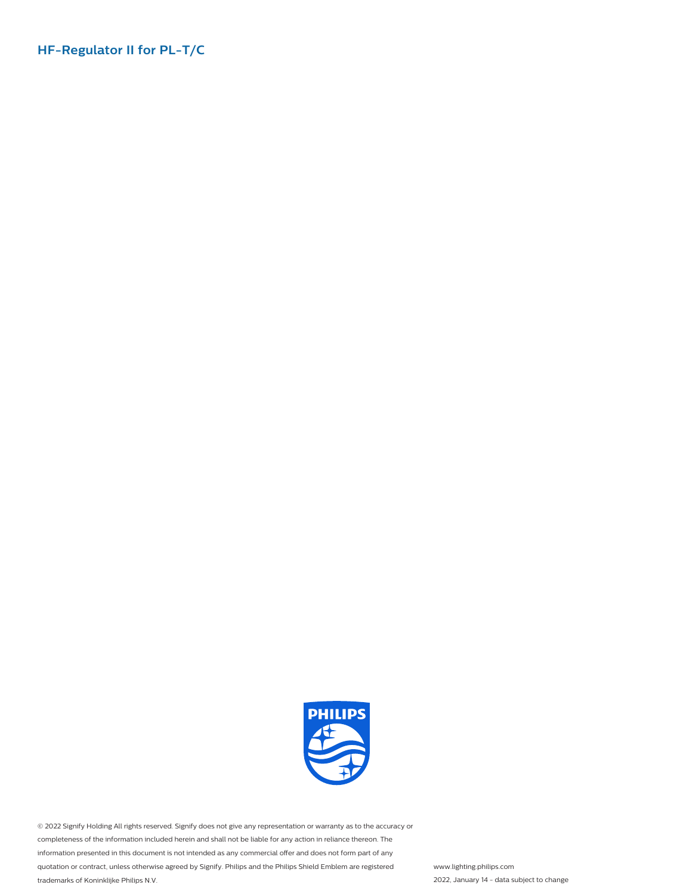© 2022 Signify Holding All rights reserved. Signify does not give any representation or warranty as to the accuracy or completeness of the information included herein and shall not be liable for any action in reliance thereon. The information presented in this document is not intended as any commercial offer and does not form part of any quotation or contract, unless otherwise agreed by Signify. Philips and the Philips Shield Emblem are registered trademarks of Koninklijke Philips N.V.

www.lighting.philips.com

2022, January 14 - data subject to change